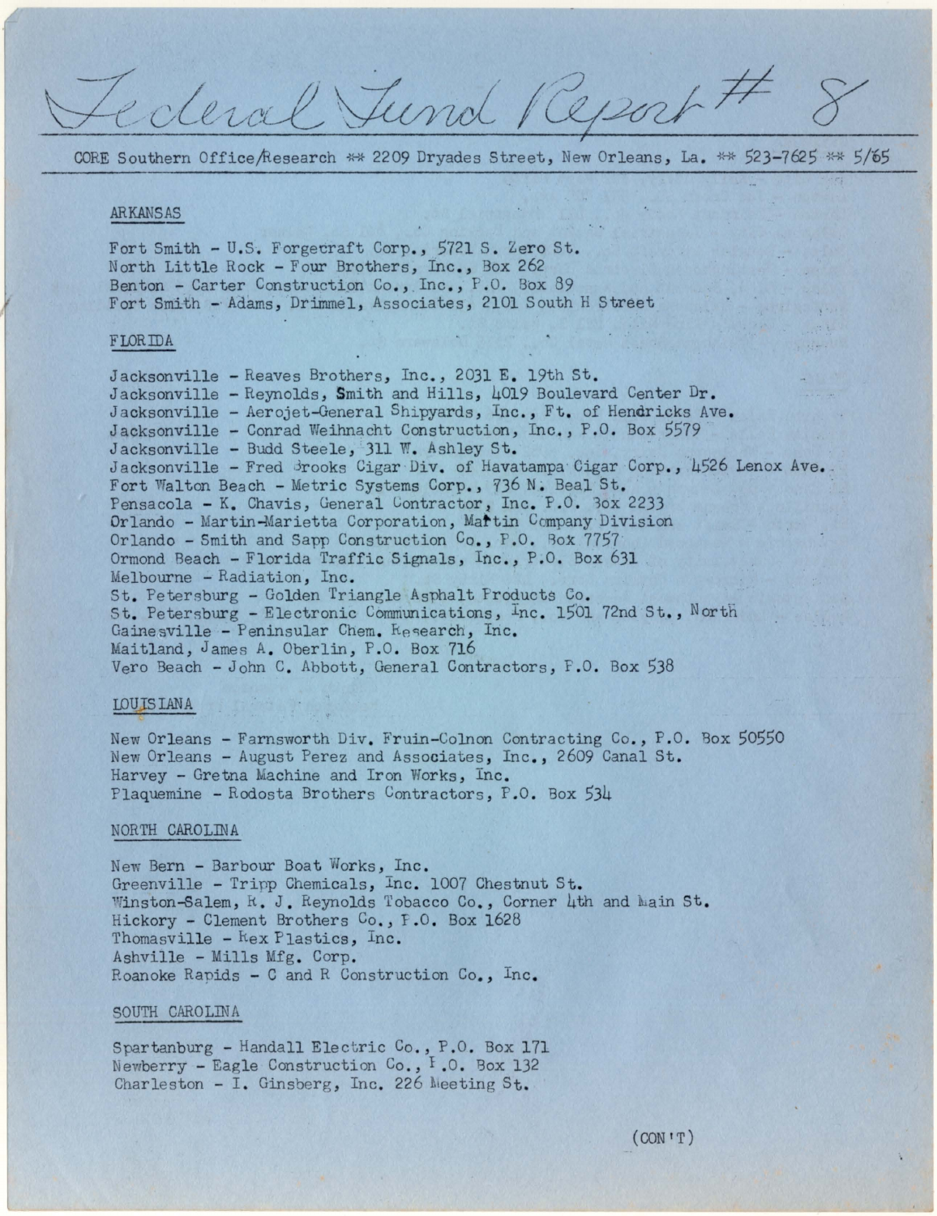# Federal Fund Report # 8

CORE Southern Office/Research ** 2209 Dryades Street, New Orleans, La. ** 523-7625 ** 5/65

## ARKANSAS

Fort Smith - U.S. Forgecraft Corp., 5721 S. Zero St.
North Little Rock - Four Brothers, Inc., Box 262
Benton - Carter Construction Co., Inc., P.O. Box 89
Fort Smith - Adams, Drimmel, Associates, 2101 South H Street

## FLORIDA

Jacksonville - Reaves Brothers, Inc., 2031 E. 19th St.
Jacksonville - Reynolds, Smith and Hills, 4019 Boulevard Center Dr.
Jacksonville - Aerojet-General Shipyards, Inc., Ft. of Hendricks Ave.
Jacksonville - Conrad Weihnacht Construction, Inc., P.O. Box 5579
Jacksonville - Budd Steele, 311 W. Ashley St.
Jacksonville - Fred Brooks Cigar Div. of Havatampa Cigar Corp., 4526 Lenox Ave.
Fort Walton Beach - Metric Systems Corp., 736 N. Beal St.
Pensacola - K. Chavis, General Contractor, Inc. P.O. Box 2233
Orlando - Martin-Marietta Corporation, Martin Company Division
Orlando - Smith and Sapp Construction Co., P.O. Box 7757
Ormond Beach - Florida Traffic Signals, Inc., P.O. Box 631
Melbourne - Radiation, Inc.
St. Petersburg - Golden Triangle Asphalt Products Co.
St. Petersburg - Electronic Communications, Inc. 1501 72nd St., North
Gainesville - Peninsular Chem. Research, Inc.
Maitland, James A. Oberlin, P.O. Box 716
Vero Beach - John C. Abbott, General Contractors, P.O. Box 538

## LOUISIANA

New Orleans - Farnsworth Div. Fruin-Colnon Contracting Co., P.O. Box 50550
New Orleans - August Perez and Associates, Inc., 2609 Canal St.
Harvey - Gretna Machine and Iron Works, Inc.
Plaquemine - Rodosta Brothers Contractors, P.O. Box 534

## NORTH CAROLINA

New Bern - Barbour Boat Works, Inc.
Greenville - Tripp Chemicals, Inc. 1007 Chestnut St.
Winston-Salem, R. J. Reynolds Tobacco Co., Corner 4th and Main St.
Hickory - Clement Brothers Co., P.O. Box 1628
Thomasville - Rex Plastics, Inc.
Ashville - Mills Mfg. Corp.
Roanoke Rapids - C and R Construction Co., Inc.

## SOUTH CAROLINA

Spartanburg - Handall Electric Co., P.O. Box 171
Newberry - Eagle Construction Co., P.O. Box 132
Charleston - I. Ginsberg, Inc. 226 Meeting St.

(CON'T)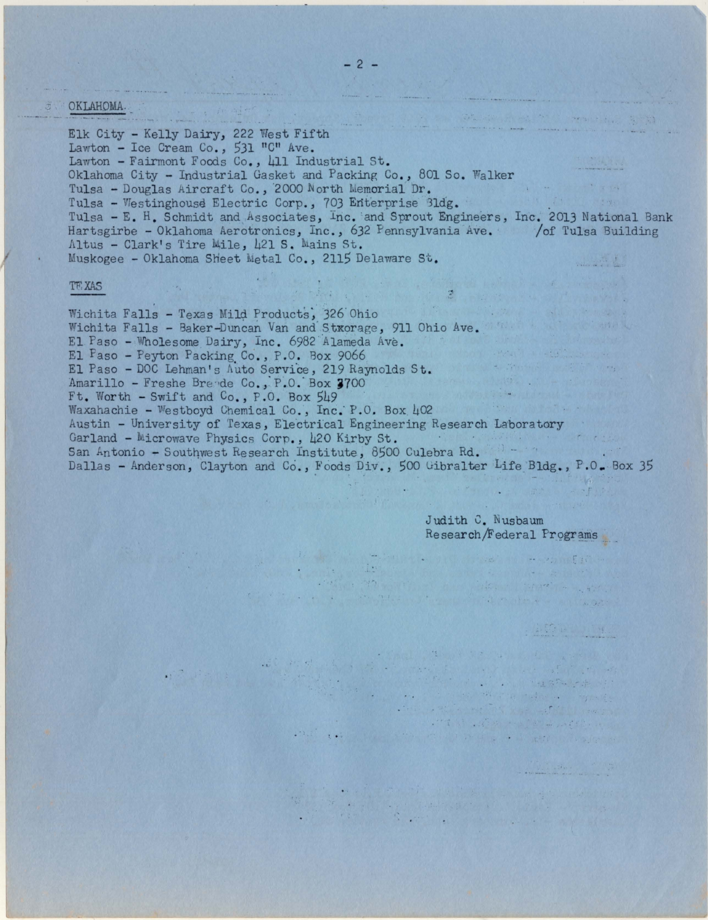## OKLAHOMA

Elk City - Kelly Dairy, 222 West Fifth
Lawton - Ice Cream Co., 531 "C" Ave.
Lawton - Fairmont Foods Co., 411 Industrial St.
Oklahoma City - Industrial Gasket and Packing Co., 801 So. Walker
Tulsa - Douglas Aircraft Co., 2000 North Memorial Dr.
Tulsa - Westinghouse Electric Corp., 703 Enterprise Bldg.
Tulsa - E. H. Schmidt and Associates, Inc. and Sprout Engineers, Inc. 2013 National Bank of Tulsa Building
Hartsgirbe - Oklahoma Aerotronics, Inc., 632 Pennsylvania Ave.
Altus - Clark's Tire Mile, 421 S. Mains St.
Muskogee - Oklahoma Sheet Metal Co., 2115 Delaware St.

## TEXAS

Wichita Falls - Texas Mild Products, 326 Ohio
Wichita Falls - Baker-Duncan Van and Stxorage, 911 Ohio Ave.
El Paso - Wholesome Dairy, Inc. 6982 Alameda Ave.
El Paso - Peyton Packing Co., P.O. Box 9066
El Paso - DOC Lehman's Auto Service, 219 Raynolds St.
Amarillo - Freshe Bre-de Co., P.O. Box 3700
Ft. Worth - Swift and Co., P.O. Box 549
Waxahachie - Westboyd Chemical Co., Inc. P.O. Box 402
Austin - University of Texas, Electrical Engineering Research Laboratory
Garland - Microwave Physics Corp., 420 Kirby St.
San Antonio - Southwest Research Institute, 8500 Culebra Rd.
Dallas - Anderson, Clayton and Co., Foods Div., 500 Gibralter Life Bldg., P.O. Box 35

Judith C. Nusbaum
Research/Federal Programs